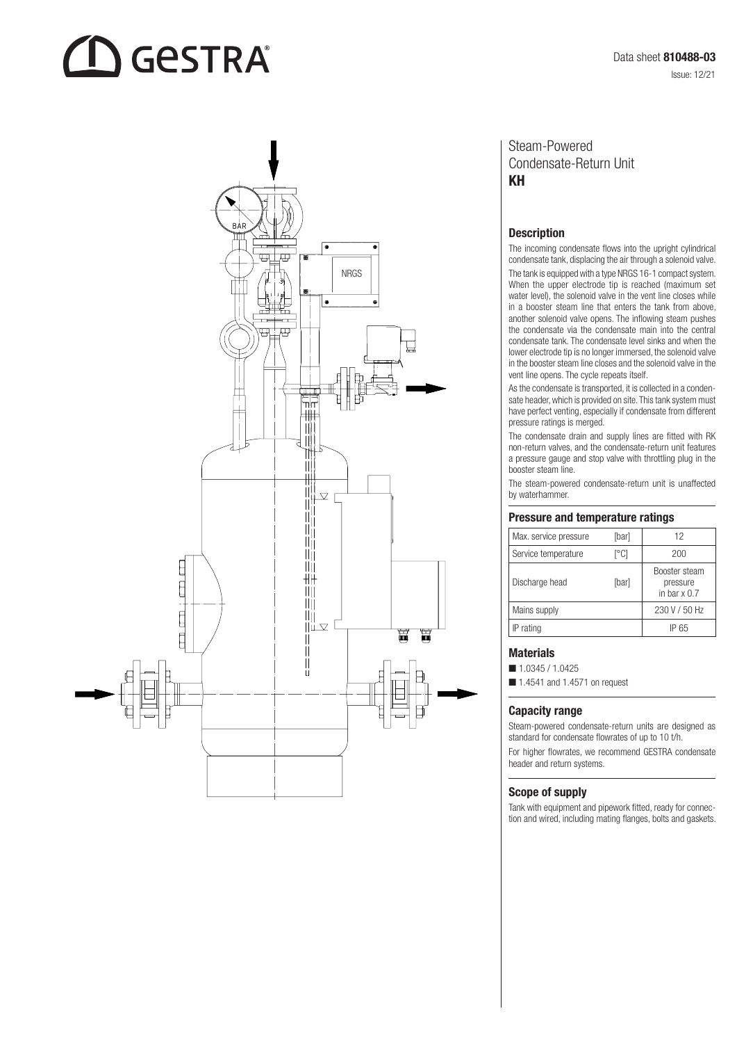Data sheet **810488-03**

Issue: 12/21

# Steam-Powered Condensate-Return Unit **KH**

## Description

The incoming condensate flows into the upright cylindrical condensate tank, displacing the air through a solenoid valve.

The tank is equipped with a type NRGS 16-1 compact system. When the upper electrode tip is reached (maximum set water level), the solenoid valve in the vent line closes while in a booster steam line that enters the tank from above, another solenoid valve opens. The inflowing steam pushes the condensate via the condensate main into the central condensate tank. The condensate level sinks and when the lower electrode tip is no longer immersed, the solenoid valve in the booster steam line closes and the solenoid valve in the vent line opens. The cycle repeats itself.

As the condensate is transported, it is collected in a condensate header, which is provided on site. This tank system must have perfect venting, especially if condensate from different pressure ratings is merged.

The condensate drain and supply lines are fitted with RK non-return valves, and the condensate-return unit features a pressure gauge and stop valve with throttling plug in the booster steam line.

The steam-powered condensate-return unit is unaffected by waterhammer.

## Pressure and temperature ratings

| Max. service pressure | [bar] | 12 |
|---|---|---|
| Service temperature | [°C] | 200 |
| Discharge head | [bar] | Booster steam pressure in bar x 0.7 |
| Mains supply | | 230 V / 50 Hz |
| IP rating | | IP 65 |

## Materials

- 1.0345 / 1.0425
- 1.4541 and 1.4571 on request

## Capacity range

Steam-powered condensate-return units are designed as standard for condensate flowrates of up to 10 t/h.

For higher flowrates, we recommend GESTRA condensate header and return systems.

## Scope of supply

Tank with equipment and pipework fitted, ready for connection and wired, including mating flanges, bolts and gaskets.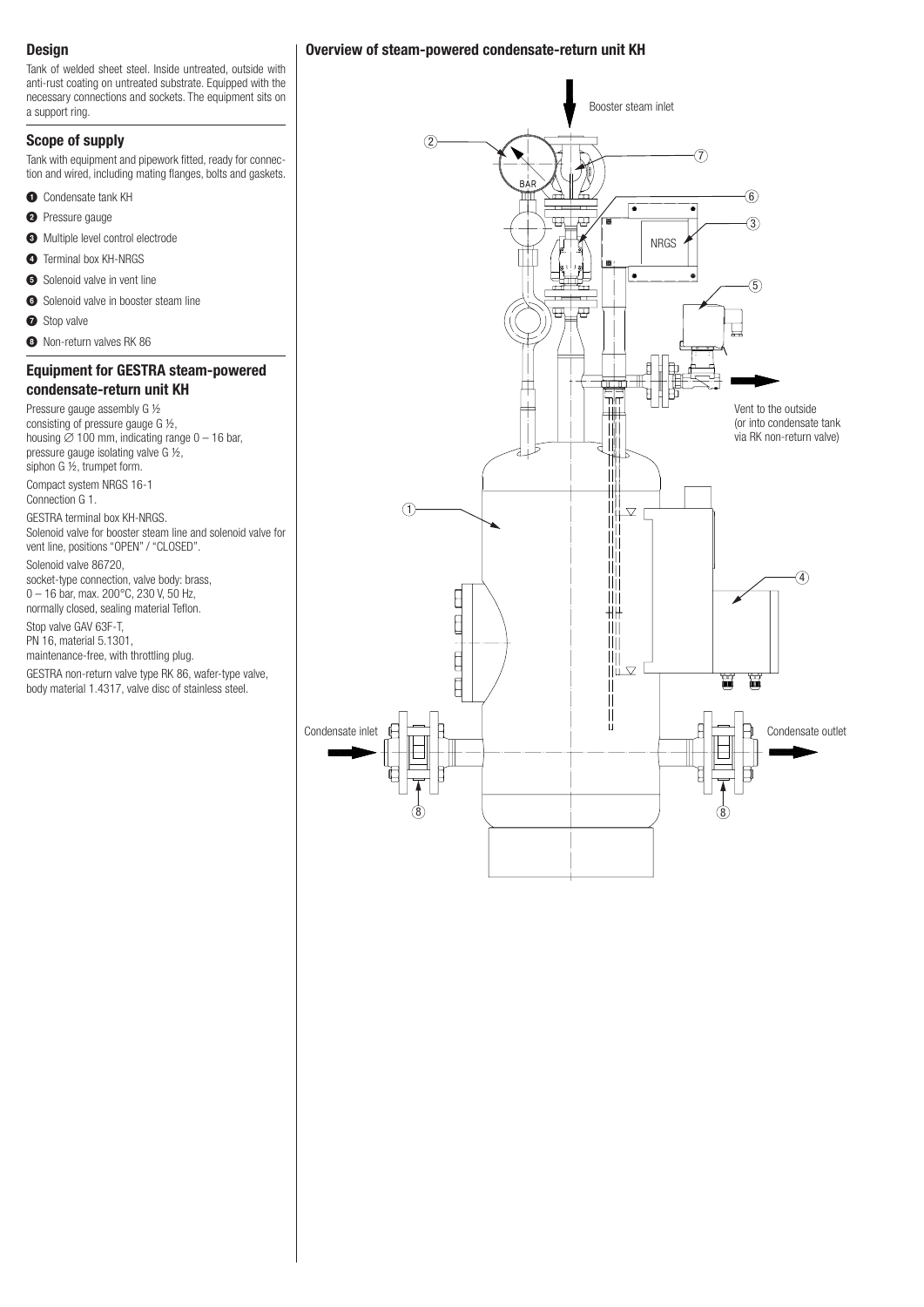## Design

Tank of welded sheet steel. Inside untreated, outside with anti-rust coating on untreated substrate. Equipped with the necessary connections and sockets. The equipment sits on a support ring.

## Scope of supply

Tank with equipment and pipework fitted, ready for connection and wired, including mating flanges, bolts and gaskets.

1. Condensate tank KH
2. Pressure gauge
3. Multiple level control electrode
4. Terminal box KH-NRGS
5. Solenoid valve in vent line
6. Solenoid valve in booster steam line
7. Stop valve
8. Non-return valves RK 86

## Equipment for GESTRA steam-powered condensate-return unit KH

Pressure gauge assembly G ½
consisting of pressure gauge G ½,
housing ∅ 100 mm, indicating range 0 – 16 bar,
pressure gauge isolating valve G ½,
siphon G ½, trumpet form.

Compact system NRGS 16-1
Connection G 1.

GESTRA terminal box KH-NRGS.
Solenoid valve for booster steam line and solenoid valve for vent line, positions "OPEN" / "CLOSED".

Solenoid valve 86720,
socket-type connection, valve body: brass,
0 – 16 bar, max. 200°C, 230 V, 50 Hz,
normally closed, sealing material Teflon.

Stop valve GAV 63F-T,
PN 16, material 5.1301,
maintenance-free, with throttling plug.

GESTRA non-return valve type RK 86, wafer-type valve, body material 1.4317, valve disc of stainless steel.

## Overview of steam-powered condensate-return unit KH

Booster steam inlet

BAR

NRGS

Vent to the outside (or into condensate tank via RK non-return valve)

Condensate inlet

Condensate outlet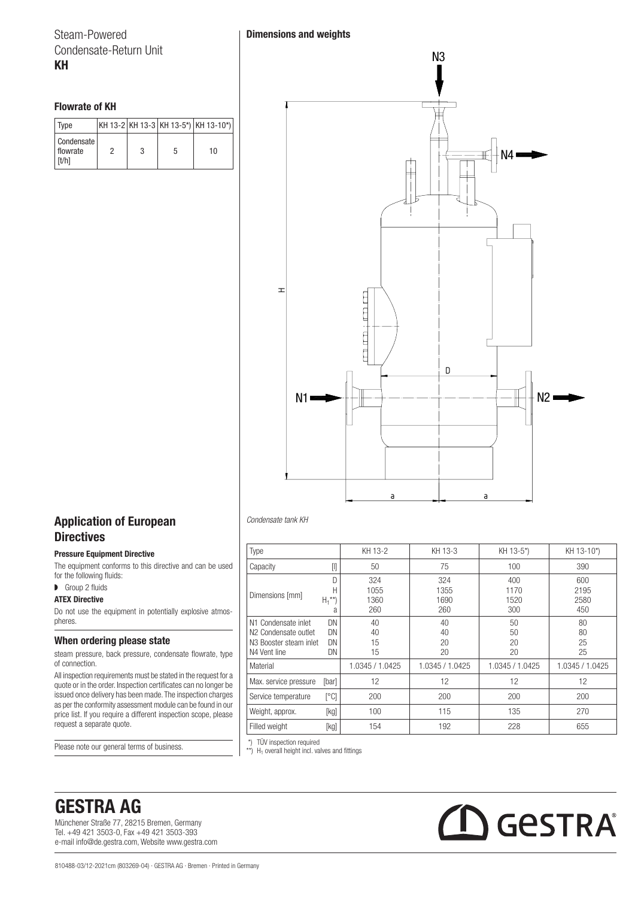# Steam-Powered Condensate-Return Unit **KH**

### Flowrate of KH

| Type | KH 13-2 | KH 13-3 | KH 13-5*) | KH 13-10*) |
|---|---|---|---|---|
| Condensate flowrate [t/h] | 2 | 3 | 5 | 10 |

### Dimensions and weights

N3

N4

H

D

N1

N2

a

a

*Condensate tank KH*

| Type | | KH 13-2 | KH 13-3 | KH 13-5*) | KH 13-10*) |
|---|---|---|---|---|---|
| Capacity | [l] | 50 | 75 | 100 | 390 |
| Dimensions [mm] | D | 324 | 324 | 400 | 600 |
| | H | 1055 | 1355 | 1170 | 2195 |
| | $H_1$**) | 1360 | 1690 | 1520 | 2580 |
| | a | 260 | 260 | 300 | 450 |
| N1 Condensate inlet | DN | 40 | 40 | 50 | 80 |
| N2 Condensate outlet | DN | 40 | 40 | 50 | 80 |
| N3 Booster steam inlet | DN | 15 | 20 | 20 | 25 |
| N4 Vent line | DN | 15 | 20 | 20 | 25 |
| Material | | 1.0345 / 1.0425 | 1.0345 / 1.0425 | 1.0345 / 1.0425 | 1.0345 / 1.0425 |
| Max. service pressure | [bar] | 12 | 12 | 12 | 12 |
| Service temperature | [°C] | 200 | 200 | 200 | 200 |
| Weight, approx. | [kg] | 100 | 115 | 135 | 270 |
| Filled weight | [kg] | 154 | 192 | 228 | 655 |

*) TÜV inspection required
**) $H_1$ overall height incl. valves and fittings

## Application of European Directives

#### Pressure Equipment Directive

The equipment conforms to this directive and can be used for the following fluids:

- Group 2 fluids

#### ATEX Directive

Do not use the equipment in potentially explosive atmospheres.

### When ordering please state

steam pressure, back pressure, condensate flowrate, type of connection.

All inspection requirements must be stated in the request for a quote or in the order. Inspection certificates can no longer be issued once delivery has been made. The inspection charges as per the conformity assessment module can be found in our price list. If you require a different inspection scope, please request a separate quote.

Please note our general terms of business.

## GESTRA AG

Münchener Straße 77, 28215 Bremen, Germany
Tel. +49 421 3503-0, Fax +49 421 3503-393
e-mail info@de.gestra.com, Website www.gestra.com

GESTRA®

810488-03/12-2021cm (803269-04) · GESTRA AG · Bremen · Printed in Germany